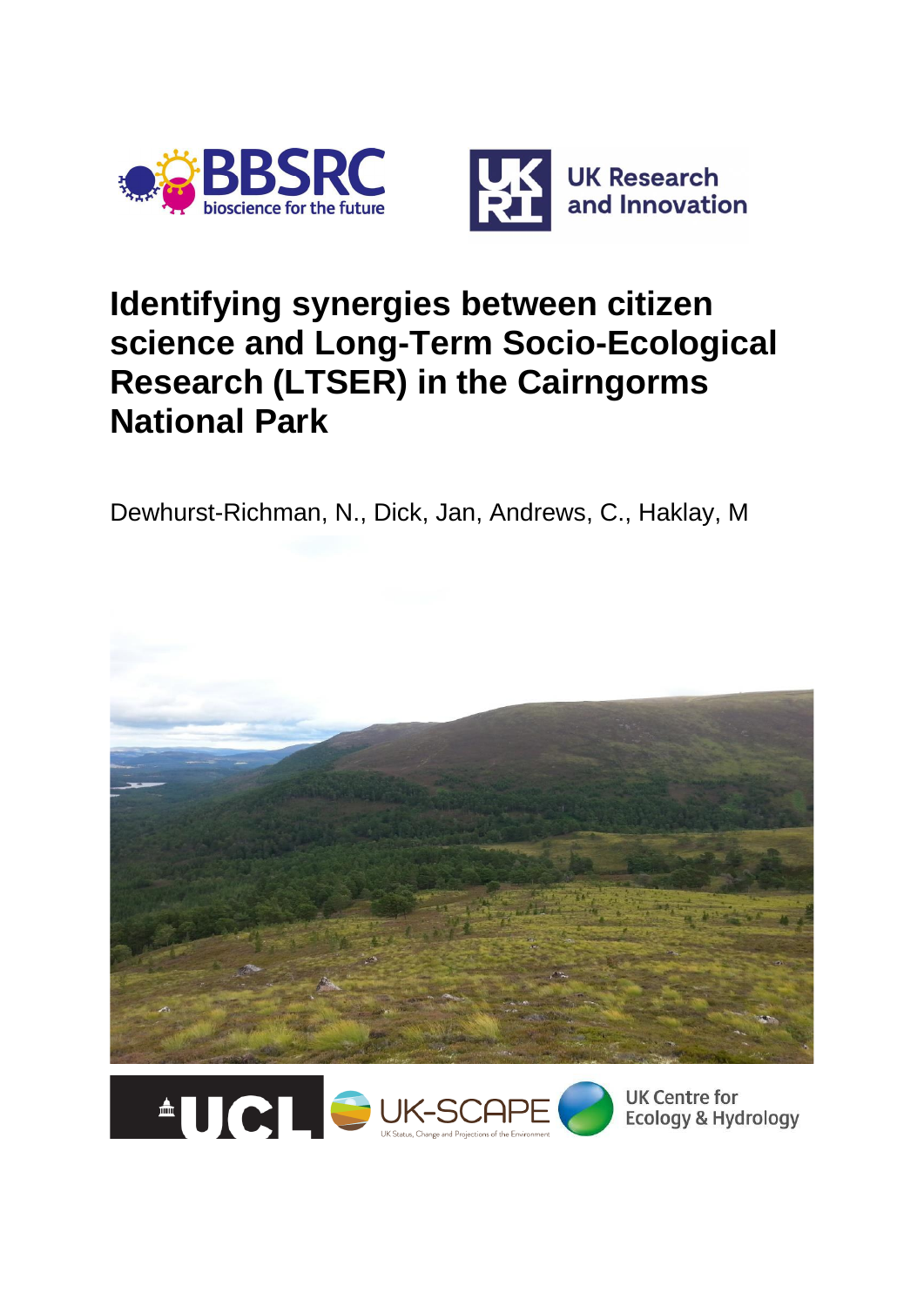# Identifying synergies between citizen science and Long-Term Socio-Ecological Research (LTSER) in the Cairngorms National Park

Dewhurst-Richman, N., Dick, Jan, Andrews, C., Haklay, M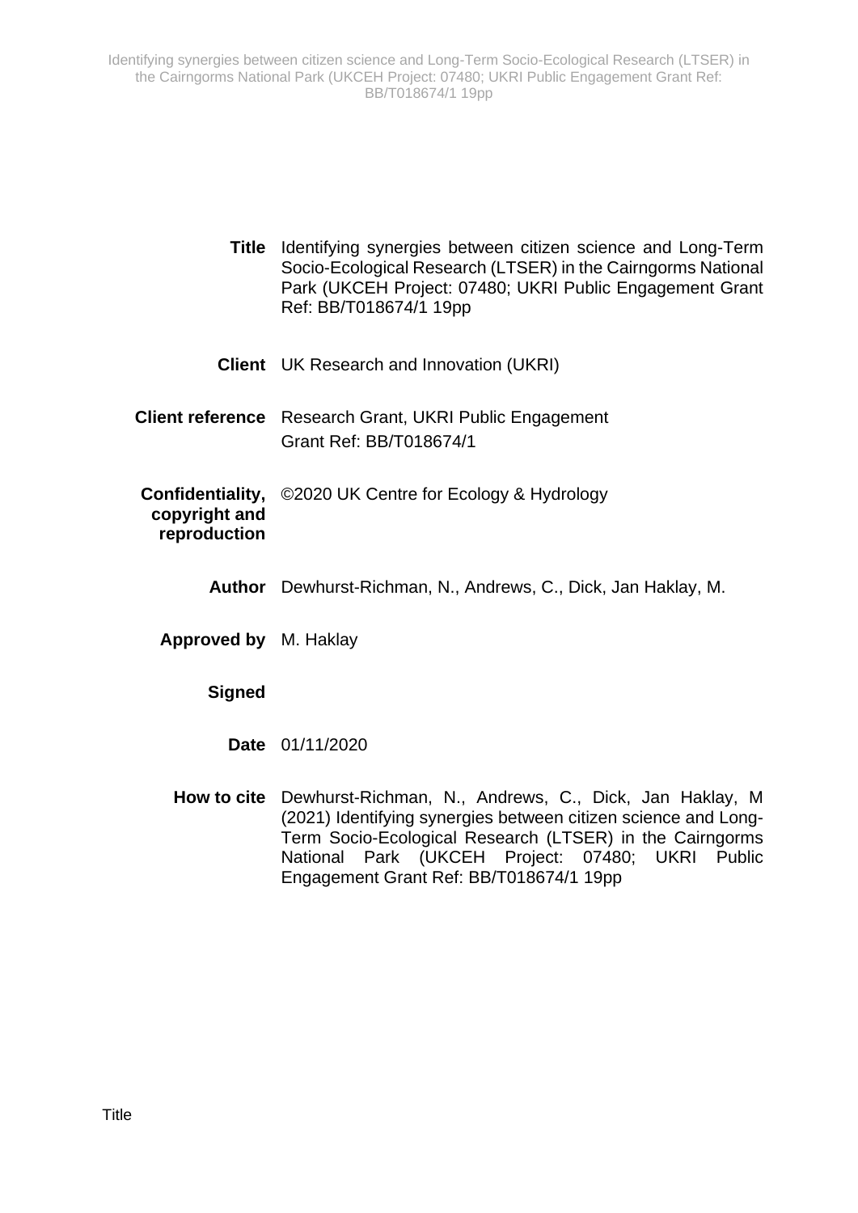| | |
|---|---|
| **Title** | Identifying synergies between citizen science and Long-Term Socio-Ecological Research (LTSER) in the Cairngorms National Park (UKCEH Project: 07480; UKRI Public Engagement Grant Ref: BB/T018674/1 19pp |
| **Client** | UK Research and Innovation (UKRI) |
| **Client reference** | Research Grant, UKRI Public Engagement Grant Ref: BB/T018674/1 |
| **Confidentiality, copyright and reproduction** | ©2020 UK Centre for Ecology & Hydrology |
| **Author** | Dewhurst-Richman, N., Andrews, C., Dick, Jan Haklay, M. |
| **Approved by** | M. Haklay |
| **Signed** | |
| **Date** | 01/11/2020 |
| **How to cite** | Dewhurst-Richman, N., Andrews, C., Dick, Jan Haklay, M (2021) Identifying synergies between citizen science and Long-Term Socio-Ecological Research (LTSER) in the Cairngorms National Park (UKCEH Project: 07480; UKRI Public Engagement Grant Ref: BB/T018674/1 19pp |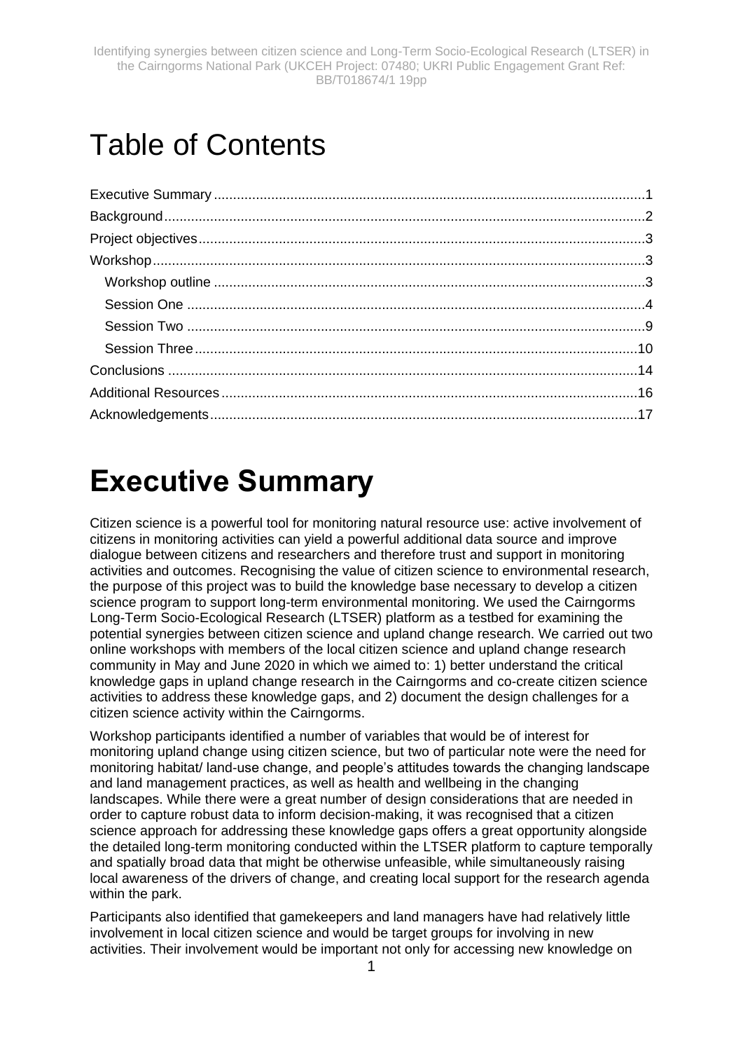# Table of Contents

- Executive Summary ........................................ 1
- Background ........................................ 2
- Project objectives ........................................ 3
- Workshop ........................................ 3
  - Workshop outline ........................................ 3
  - Session One ........................................ 4
  - Session Two ........................................ 9
  - Session Three ........................................ 10
- Conclusions ........................................ 14
- Additional Resources ........................................ 16
- Acknowledgements ........................................ 17

# Executive Summary

Citizen science is a powerful tool for monitoring natural resource use: active involvement of citizens in monitoring activities can yield a powerful additional data source and improve dialogue between citizens and researchers and therefore trust and support in monitoring activities and outcomes. Recognising the value of citizen science to environmental research, the purpose of this project was to build the knowledge base necessary to develop a citizen science program to support long-term environmental monitoring. We used the Cairngorms Long-Term Socio-Ecological Research (LTSER) platform as a testbed for examining the potential synergies between citizen science and upland change research. We carried out two online workshops with members of the local citizen science and upland change research community in May and June 2020 in which we aimed to: 1) better understand the critical knowledge gaps in upland change research in the Cairngorms and co-create citizen science activities to address these knowledge gaps, and 2) document the design challenges for a citizen science activity within the Cairngorms.

Workshop participants identified a number of variables that would be of interest for monitoring upland change using citizen science, but two of particular note were the need for monitoring habitat/ land-use change, and people's attitudes towards the changing landscape and land management practices, as well as health and wellbeing in the changing landscapes. While there were a great number of design considerations that are needed in order to capture robust data to inform decision-making, it was recognised that a citizen science approach for addressing these knowledge gaps offers a great opportunity alongside the detailed long-term monitoring conducted within the LTSER platform to capture temporally and spatially broad data that might be otherwise unfeasible, while simultaneously raising local awareness of the drivers of change, and creating local support for the research agenda within the park.

Participants also identified that gamekeepers and land managers have had relatively little involvement in local citizen science and would be target groups for involving in new activities. Their involvement would be important not only for accessing new knowledge on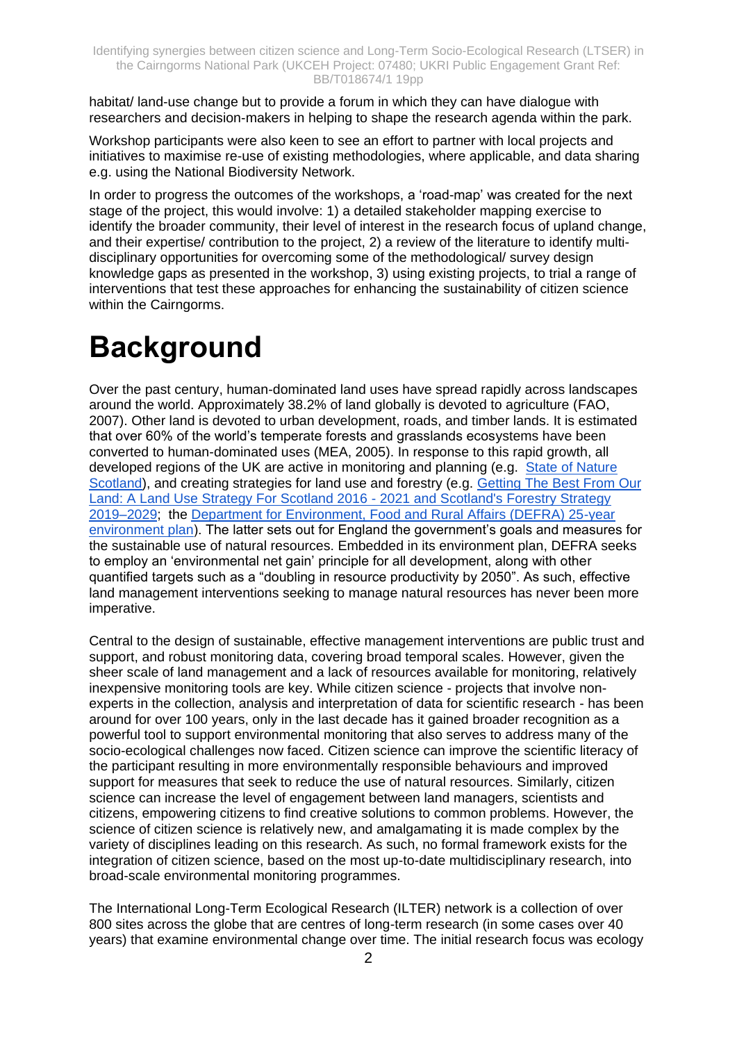habitat/ land-use change but to provide a forum in which they can have dialogue with researchers and decision-makers in helping to shape the research agenda within the park.

Workshop participants were also keen to see an effort to partner with local projects and initiatives to maximise re-use of existing methodologies, where applicable, and data sharing e.g. using the National Biodiversity Network.

In order to progress the outcomes of the workshops, a 'road-map' was created for the next stage of the project, this would involve: 1) a detailed stakeholder mapping exercise to identify the broader community, their level of interest in the research focus of upland change, and their expertise/ contribution to the project, 2) a review of the literature to identify multi-disciplinary opportunities for overcoming some of the methodological/ survey design knowledge gaps as presented in the workshop, 3) using existing projects, to trial a range of interventions that test these approaches for enhancing the sustainability of citizen science within the Cairngorms.

# Background

Over the past century, human-dominated land uses have spread rapidly across landscapes around the world. Approximately 38.2% of land globally is devoted to agriculture (FAO, 2007). Other land is devoted to urban development, roads, and timber lands. It is estimated that over 60% of the world's temperate forests and grasslands ecosystems have been converted to human-dominated uses (MEA, 2005). In response to this rapid growth, all developed regions of the UK are active in monitoring and planning (e.g. State of Nature Scotland), and creating strategies for land use and forestry (e.g. Getting The Best From Our Land: A Land Use Strategy For Scotland 2016 - 2021 and Scotland's Forestry Strategy 2019–2029; the Department for Environment, Food and Rural Affairs (DEFRA) 25-year environment plan). The latter sets out for England the government's goals and measures for the sustainable use of natural resources. Embedded in its environment plan, DEFRA seeks to employ an 'environmental net gain' principle for all development, along with other quantified targets such as a "doubling in resource productivity by 2050". As such, effective land management interventions seeking to manage natural resources has never been more imperative.

Central to the design of sustainable, effective management interventions are public trust and support, and robust monitoring data, covering broad temporal scales. However, given the sheer scale of land management and a lack of resources available for monitoring, relatively inexpensive monitoring tools are key. While citizen science - projects that involve non-experts in the collection, analysis and interpretation of data for scientific research - has been around for over 100 years, only in the last decade has it gained broader recognition as a powerful tool to support environmental monitoring that also serves to address many of the socio-ecological challenges now faced. Citizen science can improve the scientific literacy of the participant resulting in more environmentally responsible behaviours and improved support for measures that seek to reduce the use of natural resources. Similarly, citizen science can increase the level of engagement between land managers, scientists and citizens, empowering citizens to find creative solutions to common problems. However, the science of citizen science is relatively new, and amalgamating it is made complex by the variety of disciplines leading on this research. As such, no formal framework exists for the integration of citizen science, based on the most up-to-date multidisciplinary research, into broad-scale environmental monitoring programmes.

The International Long-Term Ecological Research (ILTER) network is a collection of over 800 sites across the globe that are centres of long-term research (in some cases over 40 years) that examine environmental change over time. The initial research focus was ecology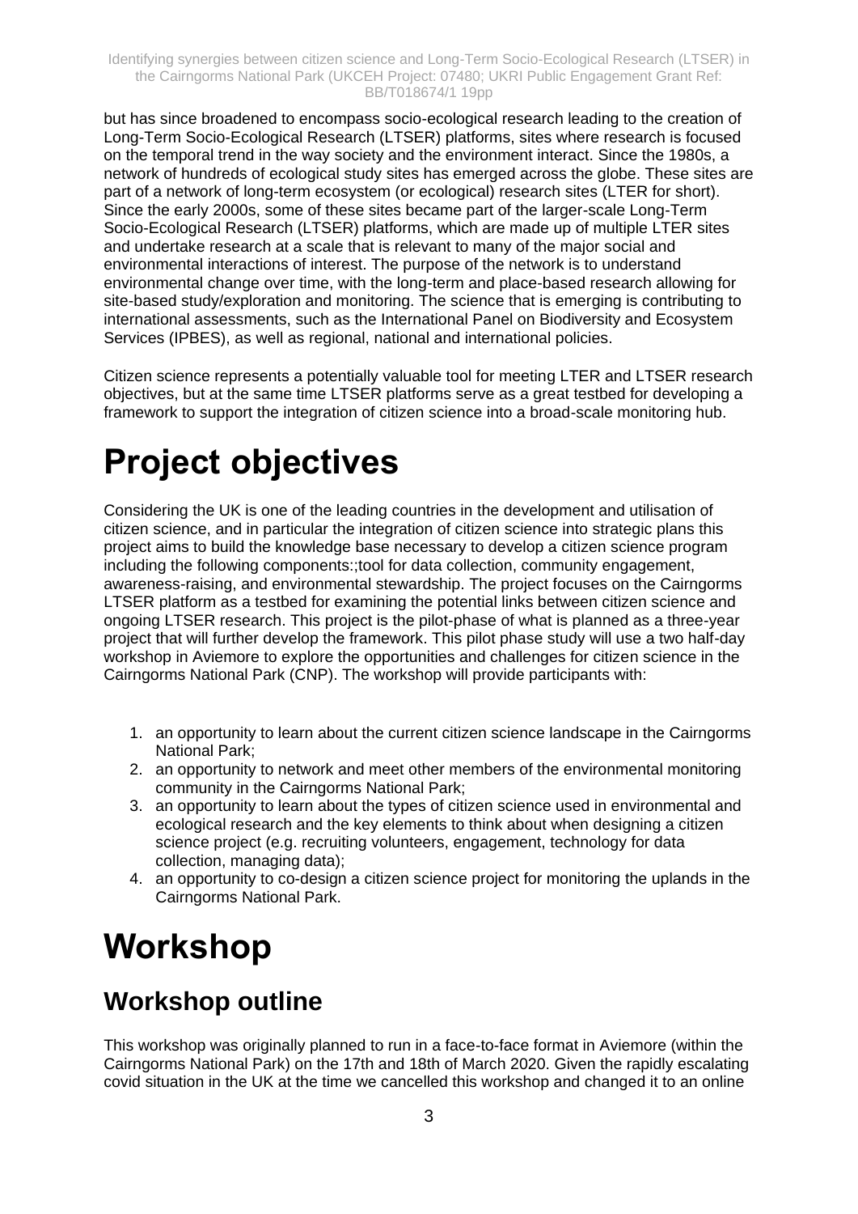but has since broadened to encompass socio-ecological research leading to the creation of Long-Term Socio-Ecological Research (LTSER) platforms, sites where research is focused on the temporal trend in the way society and the environment interact. Since the 1980s, a network of hundreds of ecological study sites has emerged across the globe. These sites are part of a network of long-term ecosystem (or ecological) research sites (LTER for short). Since the early 2000s, some of these sites became part of the larger-scale Long-Term Socio-Ecological Research (LTSER) platforms, which are made up of multiple LTER sites and undertake research at a scale that is relevant to many of the major social and environmental interactions of interest. The purpose of the network is to understand environmental change over time, with the long-term and place-based research allowing for site-based study/exploration and monitoring. The science that is emerging is contributing to international assessments, such as the International Panel on Biodiversity and Ecosystem Services (IPBES), as well as regional, national and international policies.

Citizen science represents a potentially valuable tool for meeting LTER and LTSER research objectives, but at the same time LTSER platforms serve as a great testbed for developing a framework to support the integration of citizen science into a broad-scale monitoring hub.

# Project objectives

Considering the UK is one of the leading countries in the development and utilisation of citizen science, and in particular the integration of citizen science into strategic plans this project aims to build the knowledge base necessary to develop a citizen science program including the following components:;tool for data collection, community engagement, awareness-raising, and environmental stewardship. The project focuses on the Cairngorms LTSER platform as a testbed for examining the potential links between citizen science and ongoing LTSER research. This project is the pilot-phase of what is planned as a three-year project that will further develop the framework. This pilot phase study will use a two half-day workshop in Aviemore to explore the opportunities and challenges for citizen science in the Cairngorms National Park (CNP). The workshop will provide participants with:

1. an opportunity to learn about the current citizen science landscape in the Cairngorms National Park;
2. an opportunity to network and meet other members of the environmental monitoring community in the Cairngorms National Park;
3. an opportunity to learn about the types of citizen science used in environmental and ecological research and the key elements to think about when designing a citizen science project (e.g. recruiting volunteers, engagement, technology for data collection, managing data);
4. an opportunity to co-design a citizen science project for monitoring the uplands in the Cairngorms National Park.

# Workshop

## Workshop outline

This workshop was originally planned to run in a face-to-face format in Aviemore (within the Cairngorms National Park) on the 17th and 18th of March 2020. Given the rapidly escalating covid situation in the UK at the time we cancelled this workshop and changed it to an online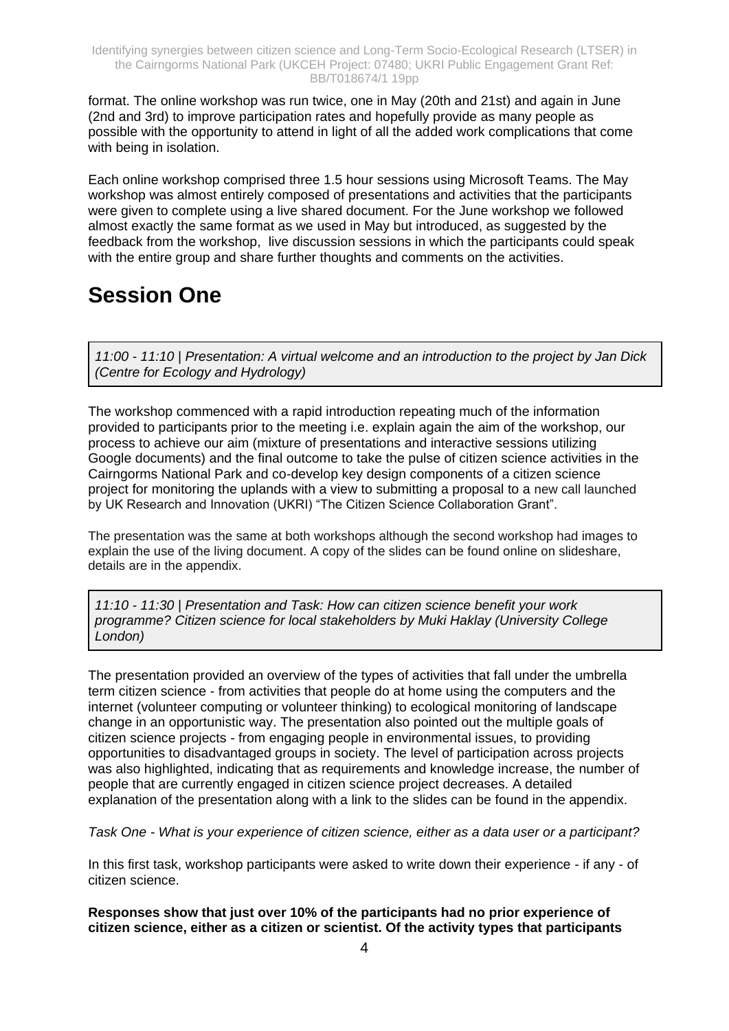format. The online workshop was run twice, one in May (20th and 21st) and again in June (2nd and 3rd) to improve participation rates and hopefully provide as many people as possible with the opportunity to attend in light of all the added work complications that come with being in isolation.

Each online workshop comprised three 1.5 hour sessions using Microsoft Teams. The May workshop was almost entirely composed of presentations and activities that the participants were given to complete using a live shared document. For the June workshop we followed almost exactly the same format as we used in May but introduced, as suggested by the feedback from the workshop, live discussion sessions in which the participants could speak with the entire group and share further thoughts and comments on the activities.

# Session One

*11:00 - 11:10 | Presentation: A virtual welcome and an introduction to the project by Jan Dick (Centre for Ecology and Hydrology)*

The workshop commenced with a rapid introduction repeating much of the information provided to participants prior to the meeting i.e. explain again the aim of the workshop, our process to achieve our aim (mixture of presentations and interactive sessions utilizing Google documents) and the final outcome to take the pulse of citizen science activities in the Cairngorms National Park and co-develop key design components of a citizen science project for monitoring the uplands with a view to submitting a proposal to a new call launched by UK Research and Innovation (UKRI) "The Citizen Science Collaboration Grant".

The presentation was the same at both workshops although the second workshop had images to explain the use of the living document. A copy of the slides can be found online on slideshare, details are in the appendix.

*11:10 - 11:30 | Presentation and Task: How can citizen science benefit your work programme? Citizen science for local stakeholders by Muki Haklay (University College London)*

The presentation provided an overview of the types of activities that fall under the umbrella term citizen science - from activities that people do at home using the computers and the internet (volunteer computing or volunteer thinking) to ecological monitoring of landscape change in an opportunistic way. The presentation also pointed out the multiple goals of citizen science projects - from engaging people in environmental issues, to providing opportunities to disadvantaged groups in society. The level of participation across projects was also highlighted, indicating that as requirements and knowledge increase, the number of people that are currently engaged in citizen science project decreases. A detailed explanation of the presentation along with a link to the slides can be found in the appendix.

*Task One - What is your experience of citizen science, either as a data user or a participant?*

In this first task, workshop participants were asked to write down their experience - if any - of citizen science.

**Responses show that just over 10% of the participants had no prior experience of citizen science, either as a citizen or scientist. Of the activity types that participants**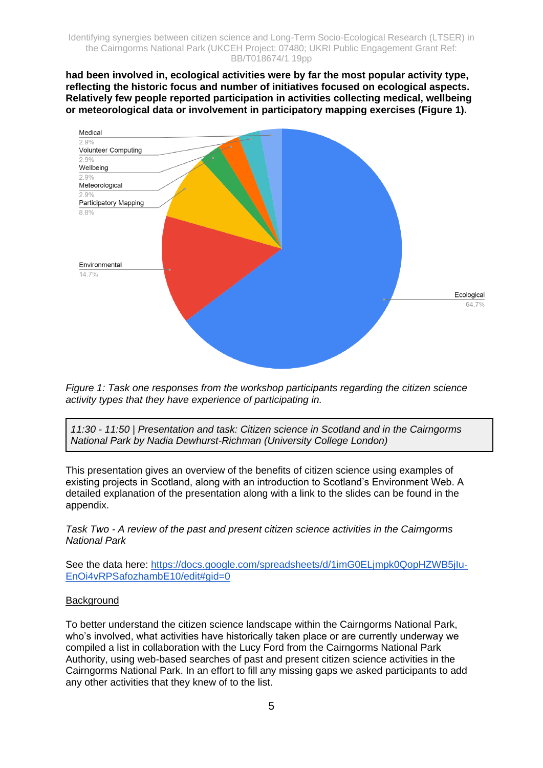**had been involved in, ecological activities were by far the most popular activity type, reflecting the historic focus and number of initiatives focused on ecological aspects. Relatively few people reported participation in activities collecting medical, wellbeing or meteorological data or involvement in participatory mapping exercises (Figure 1).**

*Figure 1: Task one responses from the workshop participants regarding the citizen science activity types that they have experience of participating in.*

> *11:30 - 11:50 | Presentation and task: Citizen science in Scotland and in the Cairngorms National Park by Nadia Dewhurst-Richman (University College London)*

This presentation gives an overview of the benefits of citizen science using examples of existing projects in Scotland, along with an introduction to Scotland's Environment Web. A detailed explanation of the presentation along with a link to the slides can be found in the appendix.

*Task Two - A review of the past and present citizen science activities in the Cairngorms National Park*

See the data here: [https://docs.google.com/spreadsheets/d/1imG0ELjmpk0QopHZWB5jlu-EnOi4vRPSafozhambE10/edit#gid=0](https://docs.google.com/spreadsheets/d/1imG0ELjmpk0QopHZWB5jlu-EnOi4vRPSafozhambE10/edit#gid=0)

<u>Background</u>

To better understand the citizen science landscape within the Cairngorms National Park, who's involved, what activities have historically taken place or are currently underway we compiled a list in collaboration with the Lucy Ford from the Cairngorms National Park Authority, using web-based searches of past and present citizen science activities in the Cairngorms National Park. In an effort to fill any missing gaps we asked participants to add any other activities that they knew of to the list.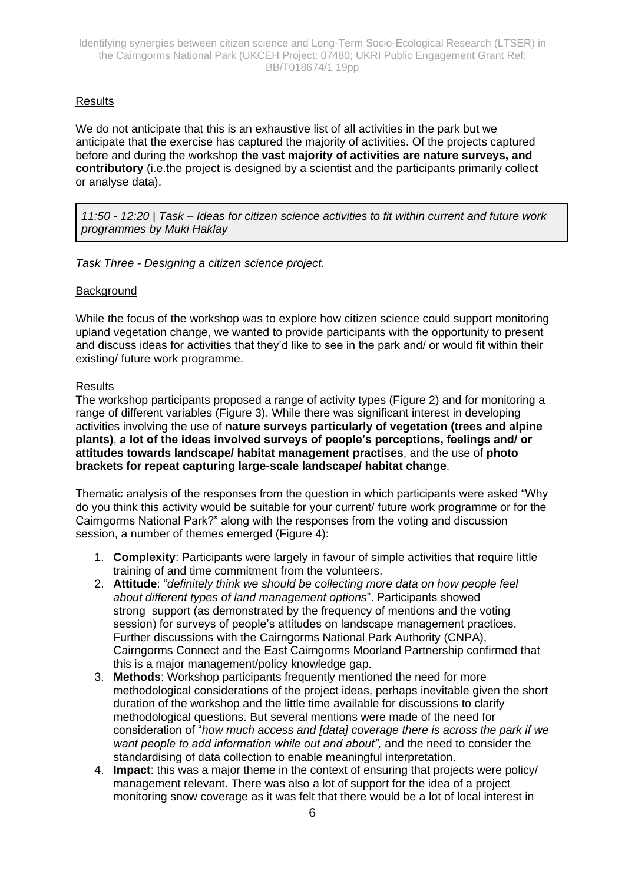Results

We do not anticipate that this is an exhaustive list of all activities in the park but we anticipate that the exercise has captured the majority of activities. Of the projects captured before and during the workshop **the vast majority of activities are nature surveys, and contributory** (i.e.the project is designed by a scientist and the participants primarily collect or analyse data).

*11:50 - 12:20 | Task – Ideas for citizen science activities to fit within current and future work programmes by Muki Haklay*

*Task Three - Designing a citizen science project.*

Background

While the focus of the workshop was to explore how citizen science could support monitoring upland vegetation change, we wanted to provide participants with the opportunity to present and discuss ideas for activities that they'd like to see in the park and/ or would fit within their existing/ future work programme.

Results

The workshop participants proposed a range of activity types (Figure 2) and for monitoring a range of different variables (Figure 3). While there was significant interest in developing activities involving the use of **nature surveys particularly of vegetation (trees and alpine plants)**, **a lot of the ideas involved surveys of people's perceptions, feelings and/ or attitudes towards landscape/ habitat management practises**, and the use of **photo brackets for repeat capturing large-scale landscape/ habitat change**.

Thematic analysis of the responses from the question in which participants were asked "Why do you think this activity would be suitable for your current/ future work programme or for the Cairngorms National Park?" along with the responses from the voting and discussion session, a number of themes emerged (Figure 4):

1. **Complexity**: Participants were largely in favour of simple activities that require little training of and time commitment from the volunteers.
2. **Attitude**: "*definitely think we should be collecting more data on how people feel about different types of land management options*". Participants showed strong support (as demonstrated by the frequency of mentions and the voting session) for surveys of people's attitudes on landscape management practices. Further discussions with the Cairngorms National Park Authority (CNPA), Cairngorms Connect and the East Cairngorms Moorland Partnership confirmed that this is a major management/policy knowledge gap.
3. **Methods**: Workshop participants frequently mentioned the need for more methodological considerations of the project ideas, perhaps inevitable given the short duration of the workshop and the little time available for discussions to clarify methodological questions. But several mentions were made of the need for consideration of "*how much access and [data] coverage there is across the park if we want people to add information while out and about",* and the need to consider the standardising of data collection to enable meaningful interpretation.
4. **Impact**: this was a major theme in the context of ensuring that projects were policy/ management relevant. There was also a lot of support for the idea of a project monitoring snow coverage as it was felt that there would be a lot of local interest in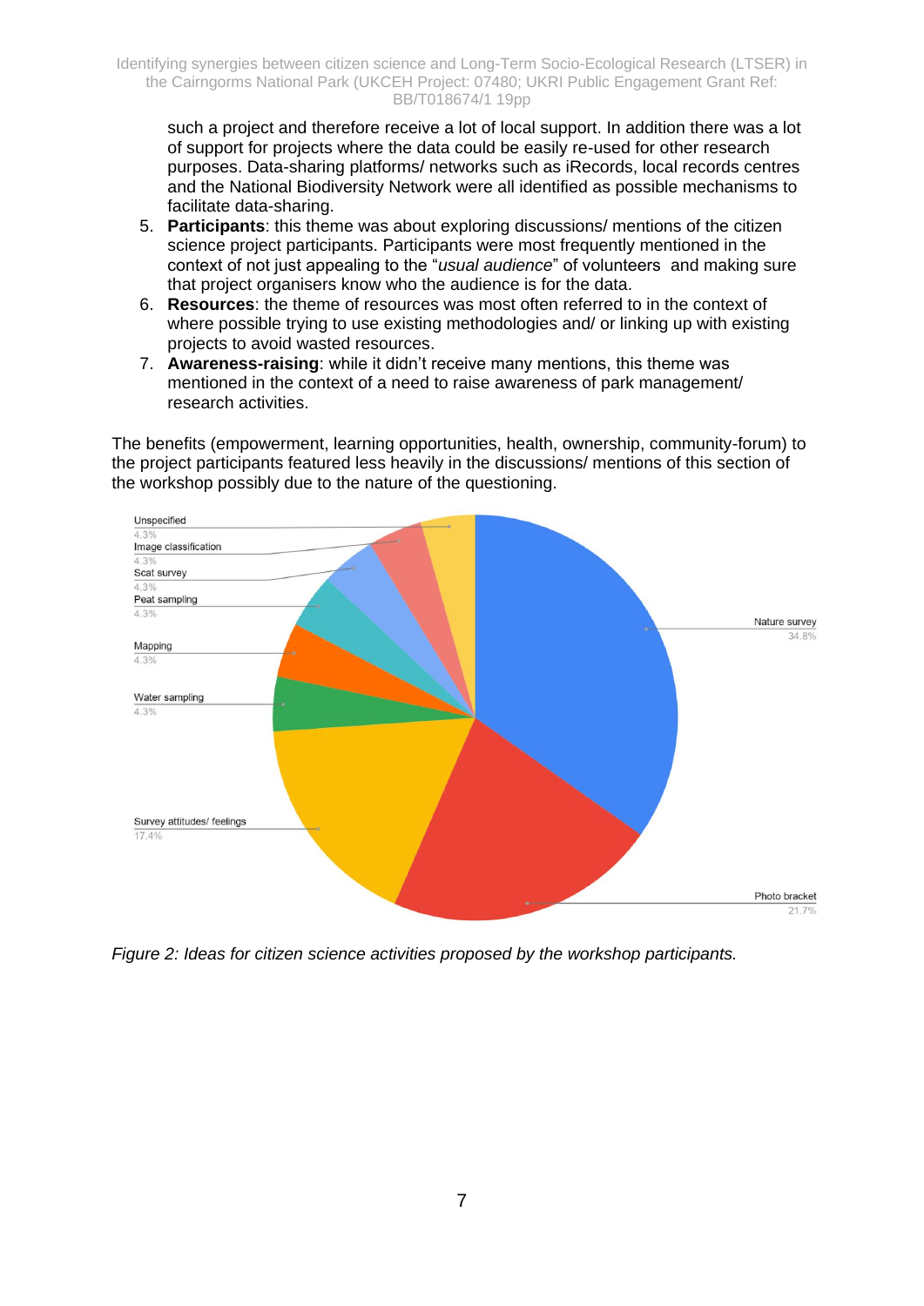such a project and therefore receive a lot of local support. In addition there was a lot of support for projects where the data could be easily re-used for other research purposes. Data-sharing platforms/ networks such as iRecords, local records centres and the National Biodiversity Network were all identified as possible mechanisms to facilitate data-sharing.

5. **Participants**: this theme was about exploring discussions/ mentions of the citizen science project participants. Participants were most frequently mentioned in the context of not just appealing to the "*usual audience*" of volunteers and making sure that project organisers know who the audience is for the data.
6. **Resources**: the theme of resources was most often referred to in the context of where possible trying to use existing methodologies and/ or linking up with existing projects to avoid wasted resources.
7. **Awareness-raising**: while it didn't receive many mentions, this theme was mentioned in the context of a need to raise awareness of park management/ research activities.

The benefits (empowerment, learning opportunities, health, ownership, community-forum) to the project participants featured less heavily in the discussions/ mentions of this section of the workshop possibly due to the nature of the questioning.

| Activity | Percentage |
|---|---|
| Nature survey | 34.8% |
| Photo bracket | 21.7% |
| Survey attitudes/ feelings | 17.4% |
| Water sampling | 4.3% |
| Mapping | 4.3% |
| Peat sampling | 4.3% |
| Scat survey | 4.3% |
| Image classification | 4.3% |
| Unspecified | 4.3% |

*Figure 2: Ideas for citizen science activities proposed by the workshop participants.*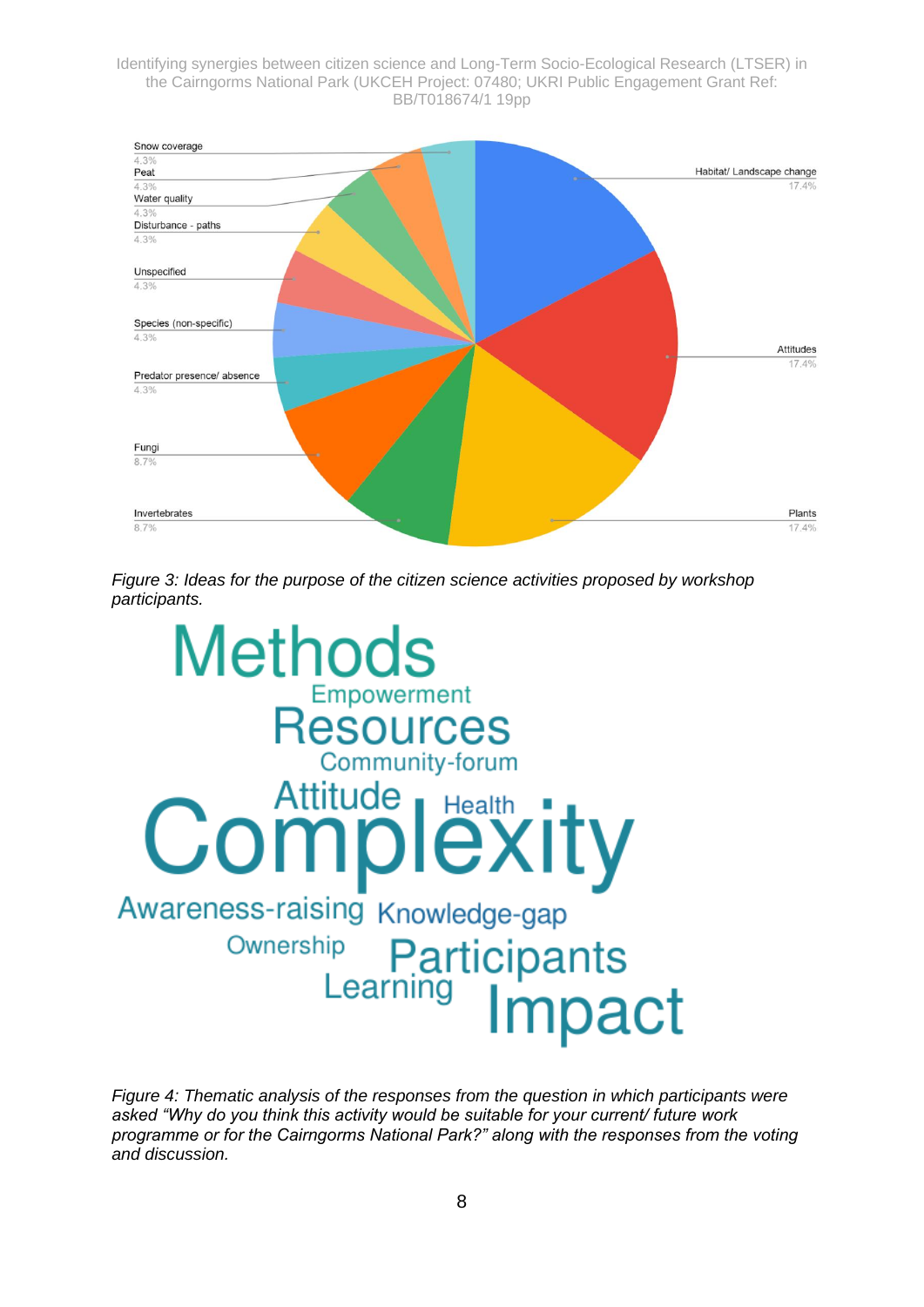| Category | Percentage |
| --- | --- |
| Habitat/ Landscape change | 17.4% |
| Attitudes | 17.4% |
| Plants | 17.4% |
| Invertebrates | 8.7% |
| Fungi | 8.7% |
| Predator presence/ absence | 4.3% |
| Species (non-specific) | 4.3% |
| Unspecified | 4.3% |
| Disturbance - paths | 4.3% |
| Water quality | 4.3% |
| Peat | 4.3% |
| Snow coverage | 4.3% |

*Figure 3: Ideas for the purpose of the citizen science activities proposed by workshop participants.*

Methods
Empowerment
Resources
Community-forum
Attitude
Health
Complexity
Awareness-raising
Knowledge-gap
Ownership
Participants
Learning
Impact

*Figure 4: Thematic analysis of the responses from the question in which participants were asked "Why do you think this activity would be suitable for your current/ future work programme or for the Cairngorms National Park?" along with the responses from the voting and discussion.*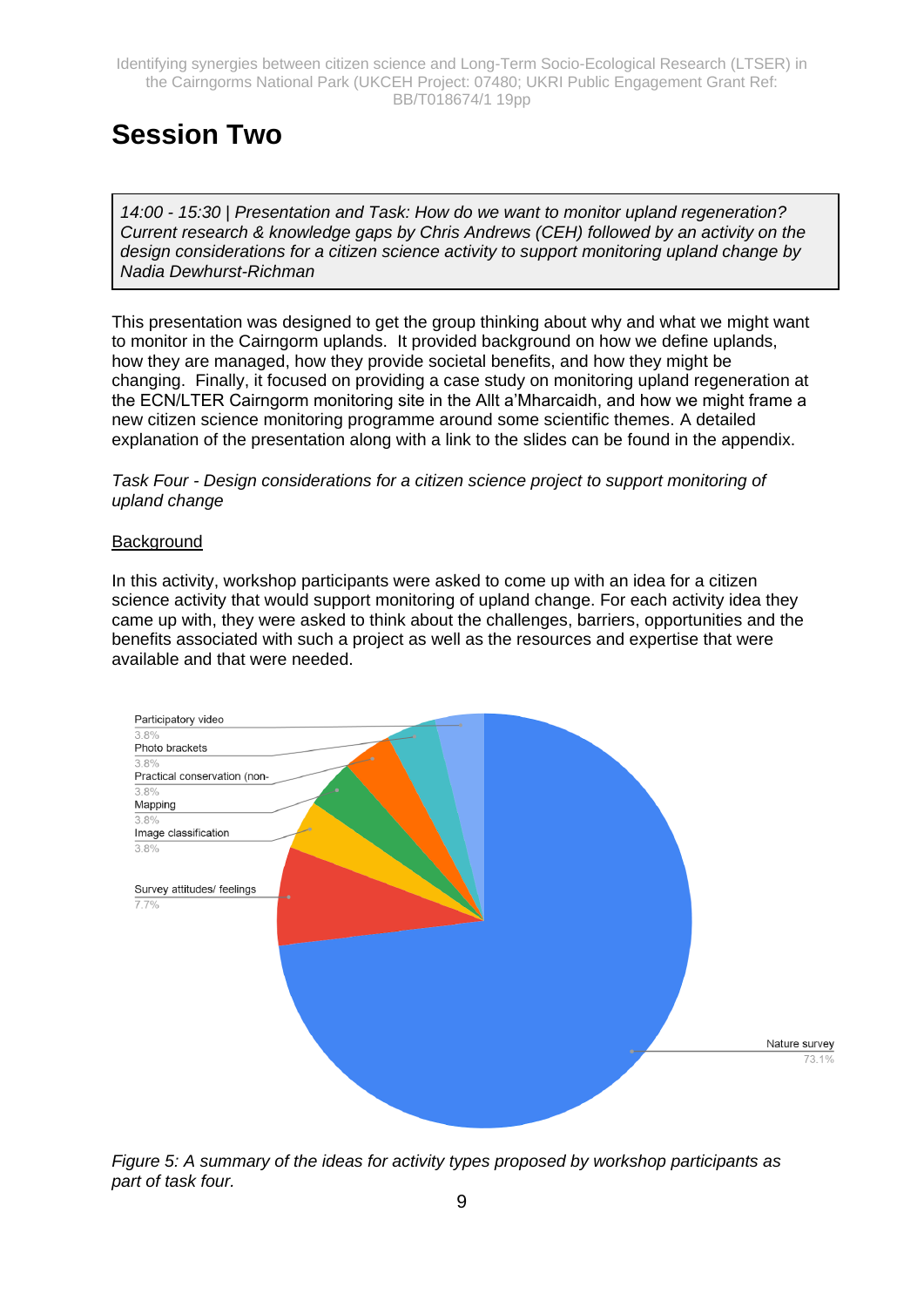# Session Two

*14:00 - 15:30 | Presentation and Task: How do we want to monitor upland regeneration? Current research & knowledge gaps by Chris Andrews (CEH) followed by an activity on the design considerations for a citizen science activity to support monitoring upland change by Nadia Dewhurst-Richman*

This presentation was designed to get the group thinking about why and what we might want to monitor in the Cairngorm uplands. It provided background on how we define uplands, how they are managed, how they provide societal benefits, and how they might be changing. Finally, it focused on providing a case study on monitoring upland regeneration at the ECN/LTER Cairngorm monitoring site in the Allt a'Mharcaidh, and how we might frame a new citizen science monitoring programme around some scientific themes. A detailed explanation of the presentation along with a link to the slides can be found in the appendix.

*Task Four - Design considerations for a citizen science project to support monitoring of upland change*

<u>Background</u>

In this activity, workshop participants were asked to come up with an idea for a citizen science activity that would support monitoring of upland change. For each activity idea they came up with, they were asked to think about the challenges, barriers, opportunities and the benefits associated with such a project as well as the resources and expertise that were available and that were needed.

| Activity type | Percentage |
|---|---|
| Participatory video | 3.8% |
| Photo brackets | 3.8% |
| Practical conservation (non- | 3.8% |
| Mapping | 3.8% |
| Image classification | 3.8% |
| Survey attitudes/ feelings | 7.7% |
| Nature survey | 73.1% |

*Figure 5: A summary of the ideas for activity types proposed by workshop participants as part of task four.*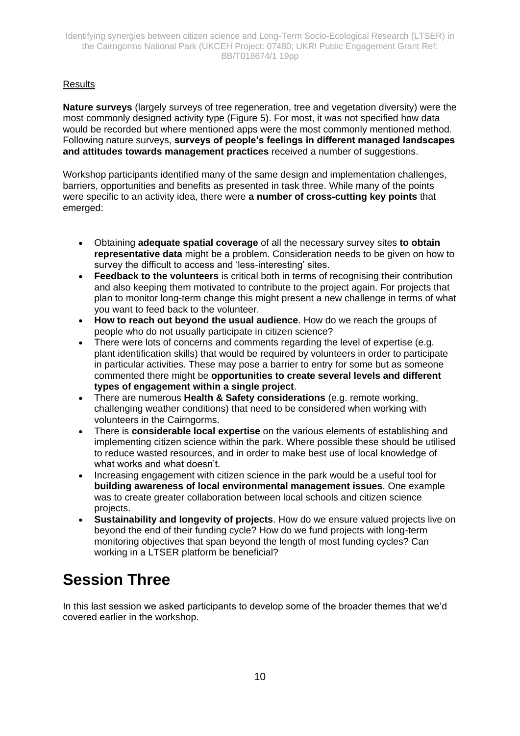Results

**Nature surveys** (largely surveys of tree regeneration, tree and vegetation diversity) were the most commonly designed activity type (Figure 5). For most, it was not specified how data would be recorded but where mentioned apps were the most commonly mentioned method. Following nature surveys, **surveys of people's feelings in different managed landscapes and attitudes towards management practices** received a number of suggestions.

Workshop participants identified many of the same design and implementation challenges, barriers, opportunities and benefits as presented in task three. While many of the points were specific to an activity idea, there were **a number of cross-cutting key points** that emerged:

- Obtaining **adequate spatial coverage** of all the necessary survey sites **to obtain representative data** might be a problem. Consideration needs to be given on how to survey the difficult to access and 'less-interesting' sites.
- **Feedback to the volunteers** is critical both in terms of recognising their contribution and also keeping them motivated to contribute to the project again. For projects that plan to monitor long-term change this might present a new challenge in terms of what you want to feed back to the volunteer.
- **How to reach out beyond the usual audience**. How do we reach the groups of people who do not usually participate in citizen science?
- There were lots of concerns and comments regarding the level of expertise (e.g. plant identification skills) that would be required by volunteers in order to participate in particular activities. These may pose a barrier to entry for some but as someone commented there might be **opportunities to create several levels and different types of engagement within a single project**.
- There are numerous **Health & Safety considerations** (e.g. remote working, challenging weather conditions) that need to be considered when working with volunteers in the Cairngorms.
- There is **considerable local expertise** on the various elements of establishing and implementing citizen science within the park. Where possible these should be utilised to reduce wasted resources, and in order to make best use of local knowledge of what works and what doesn't.
- Increasing engagement with citizen science in the park would be a useful tool for **building awareness of local environmental management issues**. One example was to create greater collaboration between local schools and citizen science projects.
- **Sustainability and longevity of projects**. How do we ensure valued projects live on beyond the end of their funding cycle? How do we fund projects with long-term monitoring objectives that span beyond the length of most funding cycles? Can working in a LTSER platform be beneficial?

# Session Three

In this last session we asked participants to develop some of the broader themes that we'd covered earlier in the workshop.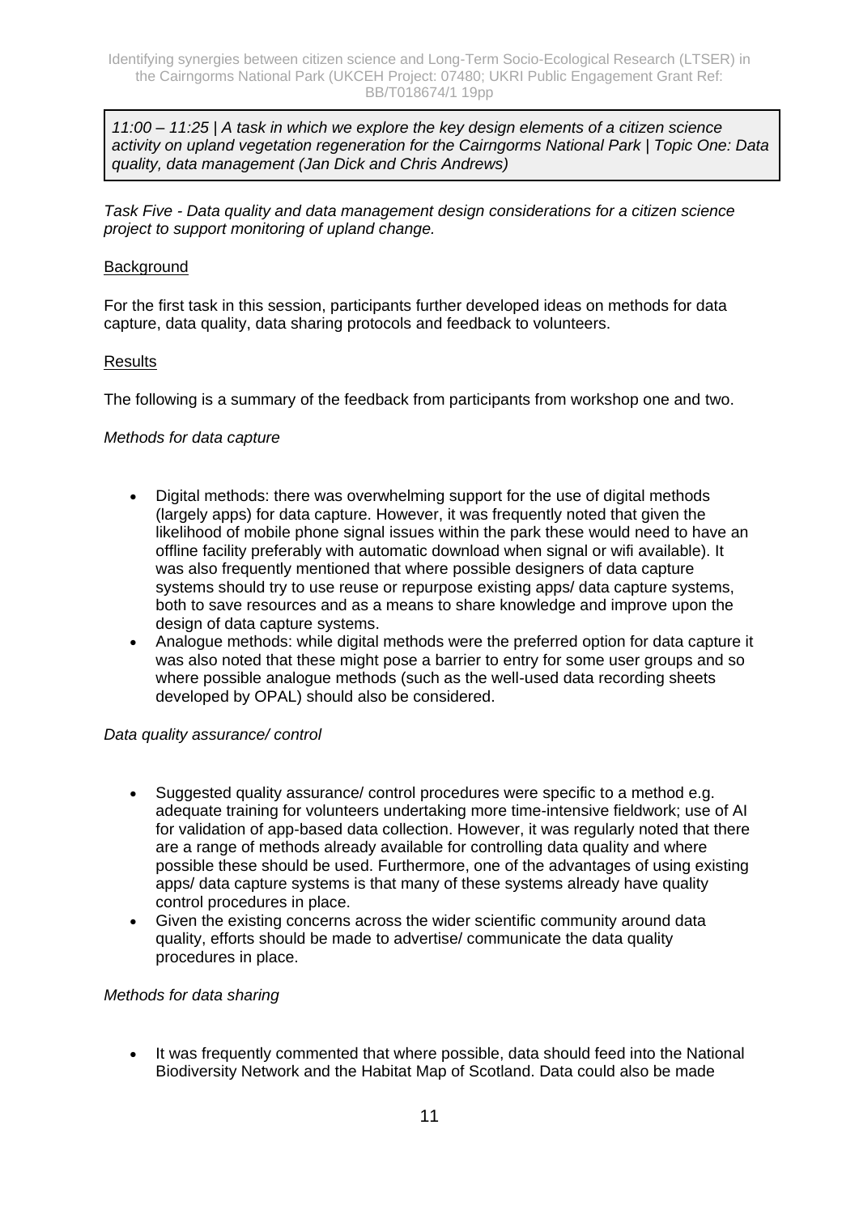*11:00 – 11:25 | A task in which we explore the key design elements of a citizen science activity on upland vegetation regeneration for the Cairngorms National Park | Topic One: Data quality, data management (Jan Dick and Chris Andrews)*

*Task Five - Data quality and data management design considerations for a citizen science project to support monitoring of upland change.*

Background

For the first task in this session, participants further developed ideas on methods for data capture, data quality, data sharing protocols and feedback to volunteers.

Results

The following is a summary of the feedback from participants from workshop one and two.

*Methods for data capture*

- Digital methods: there was overwhelming support for the use of digital methods (largely apps) for data capture. However, it was frequently noted that given the likelihood of mobile phone signal issues within the park these would need to have an offline facility preferably with automatic download when signal or wifi available). It was also frequently mentioned that where possible designers of data capture systems should try to use reuse or repurpose existing apps/ data capture systems, both to save resources and as a means to share knowledge and improve upon the design of data capture systems.
- Analogue methods: while digital methods were the preferred option for data capture it was also noted that these might pose a barrier to entry for some user groups and so where possible analogue methods (such as the well-used data recording sheets developed by OPAL) should also be considered.

*Data quality assurance/ control*

- Suggested quality assurance/ control procedures were specific to a method e.g. adequate training for volunteers undertaking more time-intensive fieldwork; use of AI for validation of app-based data collection. However, it was regularly noted that there are a range of methods already available for controlling data quality and where possible these should be used. Furthermore, one of the advantages of using existing apps/ data capture systems is that many of these systems already have quality control procedures in place.
- Given the existing concerns across the wider scientific community around data quality, efforts should be made to advertise/ communicate the data quality procedures in place.

*Methods for data sharing*

- It was frequently commented that where possible, data should feed into the National Biodiversity Network and the Habitat Map of Scotland. Data could also be made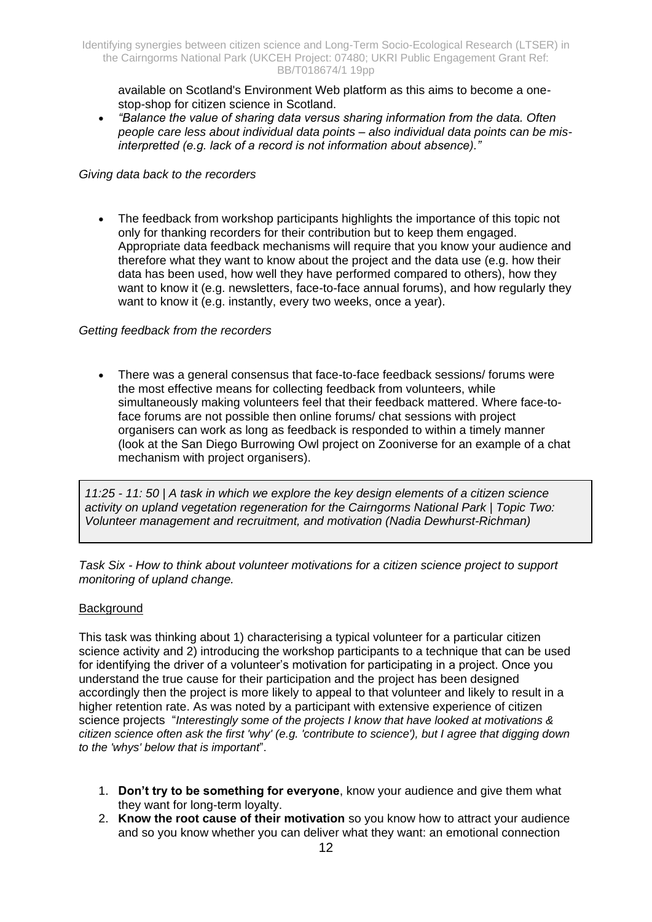available on Scotland's Environment Web platform as this aims to become a one-stop-shop for citizen science in Scotland.

- *"Balance the value of sharing data versus sharing information from the data. Often people care less about individual data points – also individual data points can be mis-interpretted (e.g. lack of a record is not information about absence)."*

*Giving data back to the recorders*

- The feedback from workshop participants highlights the importance of this topic not only for thanking recorders for their contribution but to keep them engaged. Appropriate data feedback mechanisms will require that you know your audience and therefore what they want to know about the project and the data use (e.g. how their data has been used, how well they have performed compared to others), how they want to know it (e.g. newsletters, face-to-face annual forums), and how regularly they want to know it (e.g. instantly, every two weeks, once a year).

*Getting feedback from the recorders*

- There was a general consensus that face-to-face feedback sessions/ forums were the most effective means for collecting feedback from volunteers, while simultaneously making volunteers feel that their feedback mattered. Where face-to-face forums are not possible then online forums/ chat sessions with project organisers can work as long as feedback is responded to within a timely manner (look at the San Diego Burrowing Owl project on Zooniverse for an example of a chat mechanism with project organisers).

*11:25 - 11: 50 | A task in which we explore the key design elements of a citizen science activity on upland vegetation regeneration for the Cairngorms National Park | Topic Two: Volunteer management and recruitment, and motivation (Nadia Dewhurst-Richman)*

*Task Six - How to think about volunteer motivations for a citizen science project to support monitoring of upland change.*

Background

This task was thinking about 1) characterising a typical volunteer for a particular citizen science activity and 2) introducing the workshop participants to a technique that can be used for identifying the driver of a volunteer's motivation for participating in a project. Once you understand the true cause for their participation and the project has been designed accordingly then the project is more likely to appeal to that volunteer and likely to result in a higher retention rate. As was noted by a participant with extensive experience of citizen science projects "*Interestingly some of the projects I know that have looked at motivations & citizen science often ask the first 'why' (e.g. 'contribute to science'), but I agree that digging down to the 'whys' below that is important*".

1. **Don't try to be something for everyone**, know your audience and give them what they want for long-term loyalty.
2. **Know the root cause of their motivation** so you know how to attract your audience and so you know whether you can deliver what they want: an emotional connection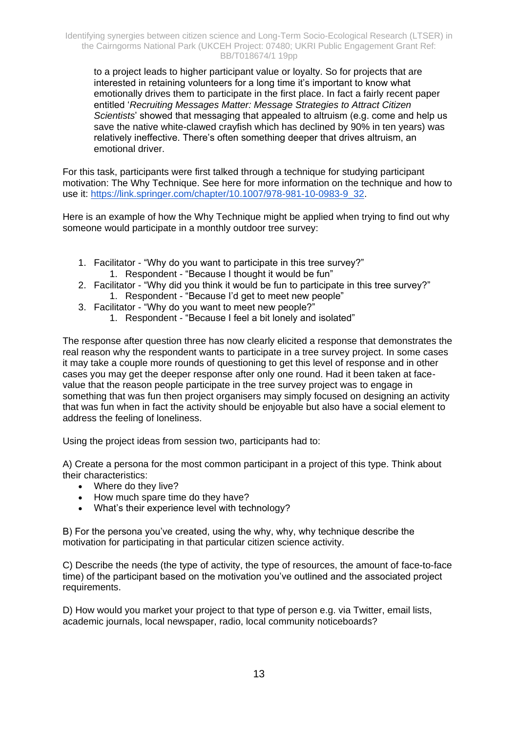to a project leads to higher participant value or loyalty. So for projects that are interested in retaining volunteers for a long time it's important to know what emotionally drives them to participate in the first place. In fact a fairly recent paper entitled '*Recruiting Messages Matter: Message Strategies to Attract Citizen Scientists*' showed that messaging that appealed to altruism (e.g. come and help us save the native white-clawed crayfish which has declined by 90% in ten years) was relatively ineffective. There's often something deeper that drives altruism, an emotional driver.

For this task, participants were first talked through a technique for studying participant motivation: The Why Technique. See here for more information on the technique and how to use it: https://link.springer.com/chapter/10.1007/978-981-10-0983-9_32.

Here is an example of how the Why Technique might be applied when trying to find out why someone would participate in a monthly outdoor tree survey:

1. Facilitator - "Why do you want to participate in this tree survey?"
    1. Respondent - "Because I thought it would be fun"
2. Facilitator - "Why did you think it would be fun to participate in this tree survey?"
    1. Respondent - "Because I'd get to meet new people"
3. Facilitator - "Why do you want to meet new people?"
    1. Respondent - "Because I feel a bit lonely and isolated"

The response after question three has now clearly elicited a response that demonstrates the real reason why the respondent wants to participate in a tree survey project. In some cases it may take a couple more rounds of questioning to get this level of response and in other cases you may get the deeper response after only one round. Had it been taken at face-value that the reason people participate in the tree survey project was to engage in something that was fun then project organisers may simply focused on designing an activity that was fun when in fact the activity should be enjoyable but also have a social element to address the feeling of loneliness.

Using the project ideas from session two, participants had to:

A) Create a persona for the most common participant in a project of this type. Think about their characteristics:

- Where do they live?
- How much spare time do they have?
- What's their experience level with technology?

B) For the persona you've created, using the why, why, why technique describe the motivation for participating in that particular citizen science activity.

C) Describe the needs (the type of activity, the type of resources, the amount of face-to-face time) of the participant based on the motivation you've outlined and the associated project requirements.

D) How would you market your project to that type of person e.g. via Twitter, email lists, academic journals, local newspaper, radio, local community noticeboards?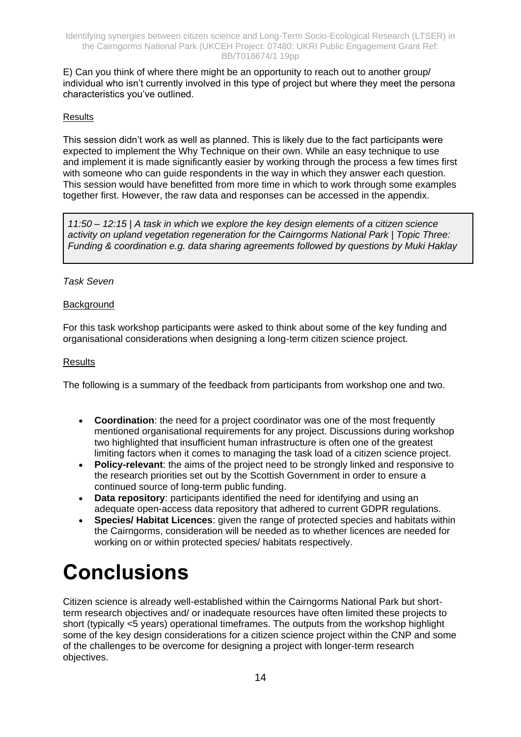E) Can you think of where there might be an opportunity to reach out to another group/ individual who isn't currently involved in this type of project but where they meet the persona characteristics you've outlined.

Results

This session didn't work as well as planned. This is likely due to the fact participants were expected to implement the Why Technique on their own. While an easy technique to use and implement it is made significantly easier by working through the process a few times first with someone who can guide respondents in the way in which they answer each question. This session would have benefitted from more time in which to work through some examples together first. However, the raw data and responses can be accessed in the appendix.

*11:50 – 12:15 | A task in which we explore the key design elements of a citizen science activity on upland vegetation regeneration for the Cairngorms National Park | Topic Three: Funding & coordination e.g. data sharing agreements followed by questions by Muki Haklay*

*Task Seven*

Background

For this task workshop participants were asked to think about some of the key funding and organisational considerations when designing a long-term citizen science project.

Results

The following is a summary of the feedback from participants from workshop one and two.

- **Coordination**: the need for a project coordinator was one of the most frequently mentioned organisational requirements for any project. Discussions during workshop two highlighted that insufficient human infrastructure is often one of the greatest limiting factors when it comes to managing the task load of a citizen science project.
- **Policy-relevant**: the aims of the project need to be strongly linked and responsive to the research priorities set out by the Scottish Government in order to ensure a continued source of long-term public funding.
- **Data repository**: participants identified the need for identifying and using an adequate open-access data repository that adhered to current GDPR regulations.
- **Species/ Habitat Licences**: given the range of protected species and habitats within the Cairngorms, consideration will be needed as to whether licences are needed for working on or within protected species/ habitats respectively.

# Conclusions

Citizen science is already well-established within the Cairngorms National Park but short-term research objectives and/ or inadequate resources have often limited these projects to short (typically <5 years) operational timeframes. The outputs from the workshop highlight some of the key design considerations for a citizen science project within the CNP and some of the challenges to be overcome for designing a project with longer-term research objectives.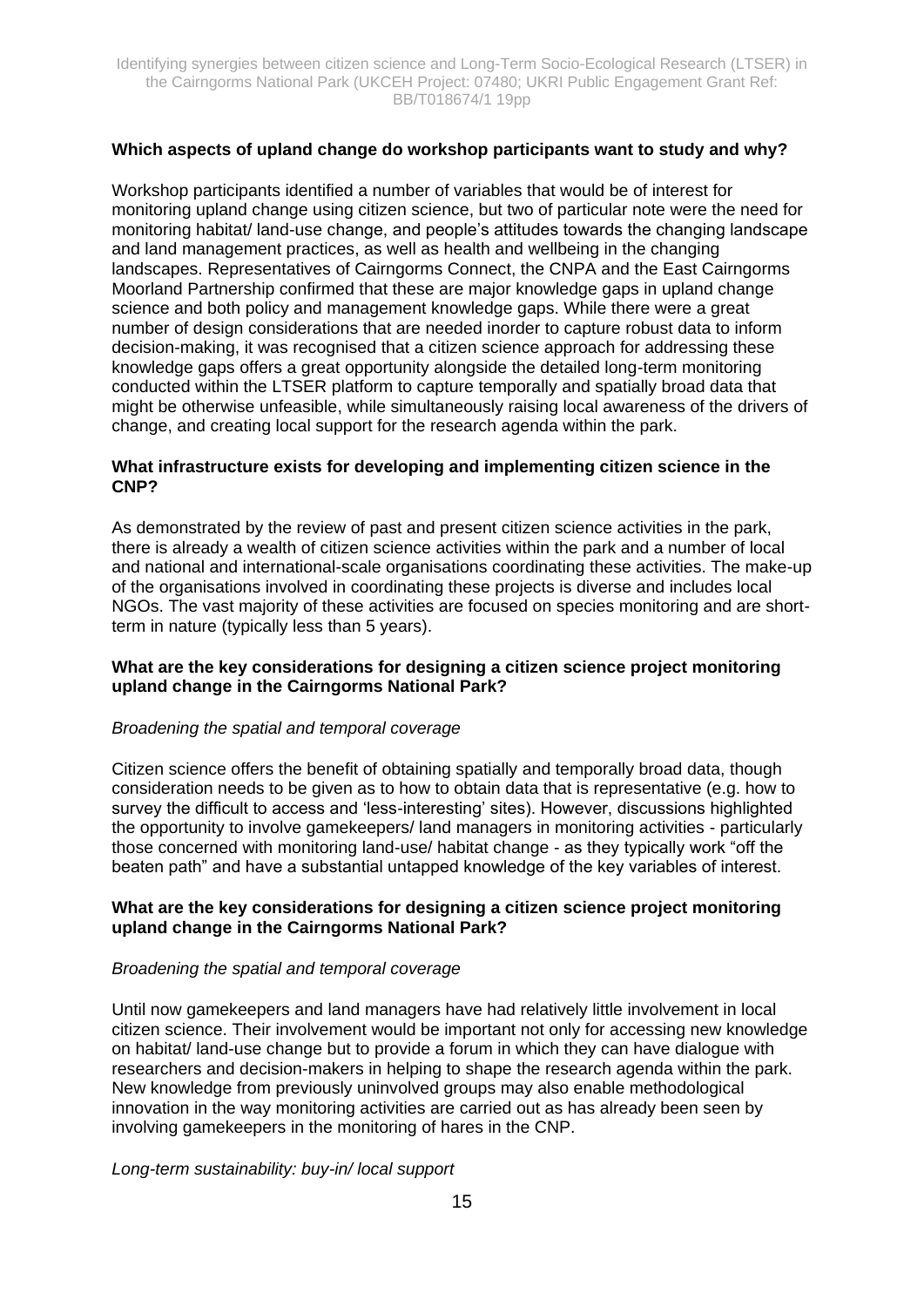**Which aspects of upland change do workshop participants want to study and why?**

Workshop participants identified a number of variables that would be of interest for monitoring upland change using citizen science, but two of particular note were the need for monitoring habitat/ land-use change, and people's attitudes towards the changing landscape and land management practices, as well as health and wellbeing in the changing landscapes. Representatives of Cairngorms Connect, the CNPA and the East Cairngorms Moorland Partnership confirmed that these are major knowledge gaps in upland change science and both policy and management knowledge gaps. While there were a great number of design considerations that are needed inorder to capture robust data to inform decision-making, it was recognised that a citizen science approach for addressing these knowledge gaps offers a great opportunity alongside the detailed long-term monitoring conducted within the LTSER platform to capture temporally and spatially broad data that might be otherwise unfeasible, while simultaneously raising local awareness of the drivers of change, and creating local support for the research agenda within the park.

**What infrastructure exists for developing and implementing citizen science in the CNP?**

As demonstrated by the review of past and present citizen science activities in the park, there is already a wealth of citizen science activities within the park and a number of local and national and international-scale organisations coordinating these activities. The make-up of the organisations involved in coordinating these projects is diverse and includes local NGOs. The vast majority of these activities are focused on species monitoring and are short-term in nature (typically less than 5 years).

**What are the key considerations for designing a citizen science project monitoring upland change in the Cairngorms National Park?**

*Broadening the spatial and temporal coverage*

Citizen science offers the benefit of obtaining spatially and temporally broad data, though consideration needs to be given as to how to obtain data that is representative (e.g. how to survey the difficult to access and 'less-interesting' sites). However, discussions highlighted the opportunity to involve gamekeepers/ land managers in monitoring activities - particularly those concerned with monitoring land-use/ habitat change - as they typically work "off the beaten path" and have a substantial untapped knowledge of the key variables of interest.

**What are the key considerations for designing a citizen science project monitoring upland change in the Cairngorms National Park?**

*Broadening the spatial and temporal coverage*

Until now gamekeepers and land managers have had relatively little involvement in local citizen science. Their involvement would be important not only for accessing new knowledge on habitat/ land-use change but to provide a forum in which they can have dialogue with researchers and decision-makers in helping to shape the research agenda within the park. New knowledge from previously uninvolved groups may also enable methodological innovation in the way monitoring activities are carried out as has already been seen by involving gamekeepers in the monitoring of hares in the CNP.

*Long-term sustainability: buy-in/ local support*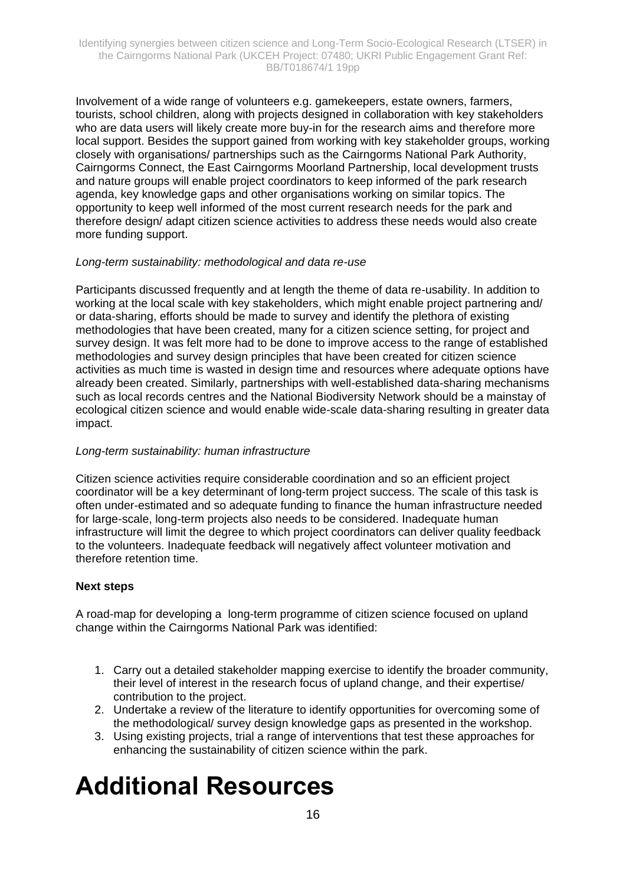Involvement of a wide range of volunteers e.g. gamekeepers, estate owners, farmers, tourists, school children, along with projects designed in collaboration with key stakeholders who are data users will likely create more buy-in for the research aims and therefore more local support. Besides the support gained from working with key stakeholder groups, working closely with organisations/ partnerships such as the Cairngorms National Park Authority, Cairngorms Connect, the East Cairngorms Moorland Partnership, local development trusts and nature groups will enable project coordinators to keep informed of the park research agenda, key knowledge gaps and other organisations working on similar topics. The opportunity to keep well informed of the most current research needs for the park and therefore design/ adapt citizen science activities to address these needs would also create more funding support.

*Long-term sustainability: methodological and data re-use*

Participants discussed frequently and at length the theme of data re-usability. In addition to working at the local scale with key stakeholders, which might enable project partnering and/ or data-sharing, efforts should be made to survey and identify the plethora of existing methodologies that have been created, many for a citizen science setting, for project and survey design. It was felt more had to be done to improve access to the range of established methodologies and survey design principles that have been created for citizen science activities as much time is wasted in design time and resources where adequate options have already been created. Similarly, partnerships with well-established data-sharing mechanisms such as local records centres and the National Biodiversity Network should be a mainstay of ecological citizen science and would enable wide-scale data-sharing resulting in greater data impact.

*Long-term sustainability: human infrastructure*

Citizen science activities require considerable coordination and so an efficient project coordinator will be a key determinant of long-term project success. The scale of this task is often under-estimated and so adequate funding to finance the human infrastructure needed for large-scale, long-term projects also needs to be considered. Inadequate human infrastructure will limit the degree to which project coordinators can deliver quality feedback to the volunteers. Inadequate feedback will negatively affect volunteer motivation and therefore retention time.

**Next steps**

A road-map for developing a long-term programme of citizen science focused on upland change within the Cairngorms National Park was identified:

1. Carry out a detailed stakeholder mapping exercise to identify the broader community, their level of interest in the research focus of upland change, and their expertise/ contribution to the project.
2. Undertake a review of the literature to identify opportunities for overcoming some of the methodological/ survey design knowledge gaps as presented in the workshop.
3. Using existing projects, trial a range of interventions that test these approaches for enhancing the sustainability of citizen science within the park.

# Additional Resources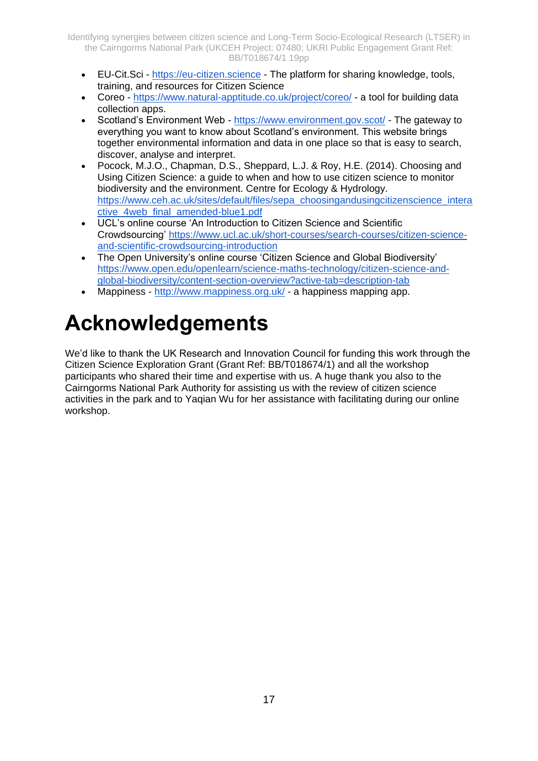- EU-Cit.Sci - https://eu-citizen.science - The platform for sharing knowledge, tools, training, and resources for Citizen Science
- Coreo - https://www.natural-apptitude.co.uk/project/coreo/ - a tool for building data collection apps.
- Scotland's Environment Web - https://www.environment.gov.scot/ - The gateway to everything you want to know about Scotland's environment. This website brings together environmental information and data in one place so that is easy to search, discover, analyse and interpret.
- Pocock, M.J.O., Chapman, D.S., Sheppard, L.J. & Roy, H.E. (2014). Choosing and Using Citizen Science: a guide to when and how to use citizen science to monitor biodiversity and the environment. Centre for Ecology & Hydrology. https://www.ceh.ac.uk/sites/default/files/sepa_choosingandusingcitizenscience_interactive_4web_final_amended-blue1.pdf
- UCL's online course 'An Introduction to Citizen Science and Scientific Crowdsourcing' https://www.ucl.ac.uk/short-courses/search-courses/citizen-science-and-scientific-crowdsourcing-introduction
- The Open University's online course 'Citizen Science and Global Biodiversity' https://www.open.edu/openlearn/science-maths-technology/citizen-science-and-global-biodiversity/content-section-overview?active-tab=description-tab
- Mappiness - http://www.mappiness.org.uk/ - a happiness mapping app.

# Acknowledgements

We'd like to thank the UK Research and Innovation Council for funding this work through the Citizen Science Exploration Grant (Grant Ref: BB/T018674/1) and all the workshop participants who shared their time and expertise with us. A huge thank you also to the Cairngorms National Park Authority for assisting us with the review of citizen science activities in the park and to Yaqian Wu for her assistance with facilitating during our online workshop.